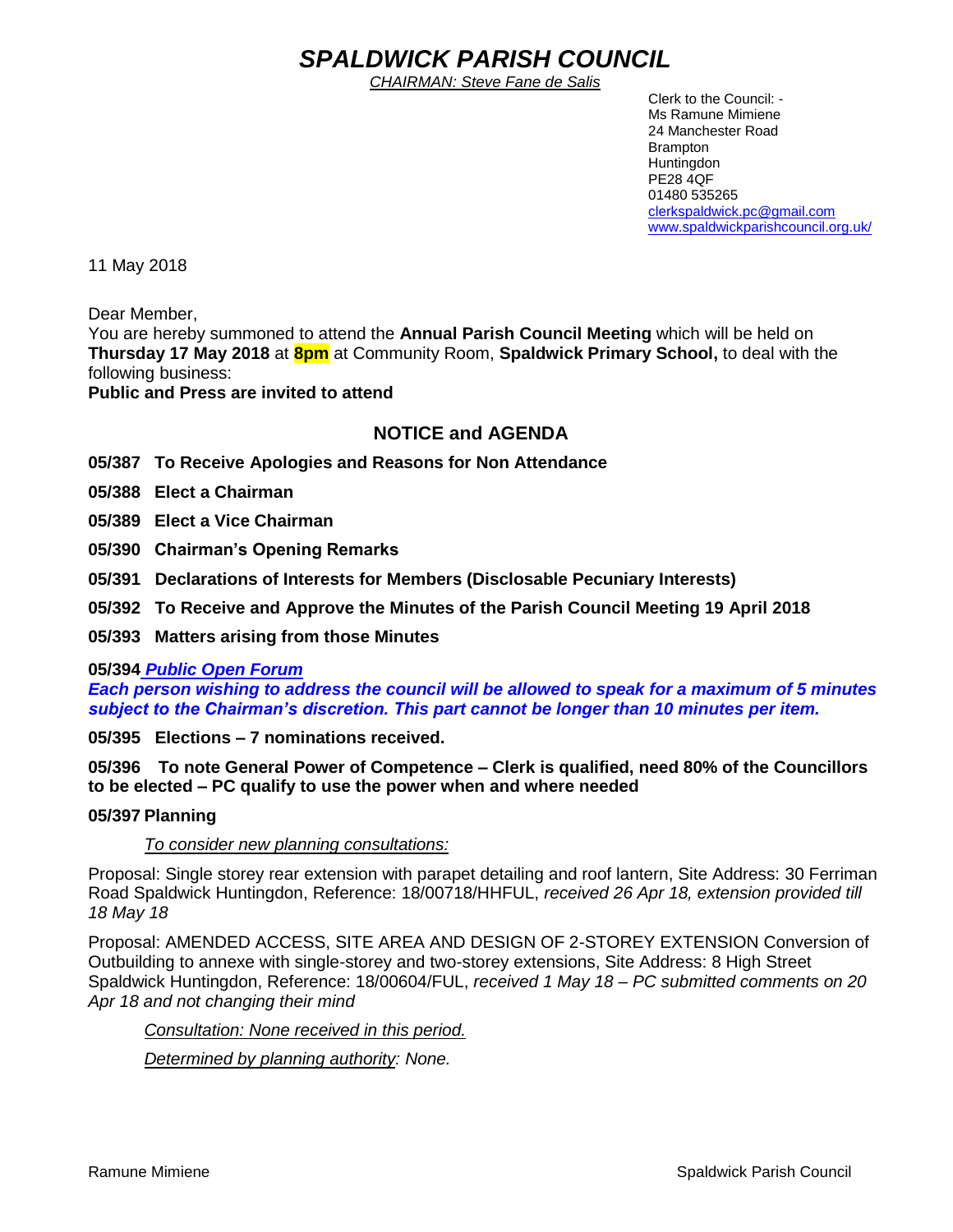# *SPALDWICK PARISH COUNCIL*

*CHAIRMAN: Steve Fane de Salis*

Clerk to the Council: -
Ms Ramune Mimiene
24 Manchester Road
Brampton
Huntingdon
PE28 4QF
01480 535265
clerkspaldwick.pc@gmail.com
www.spaldwickparishcouncil.org.uk/

11 May 2018

Dear Member,

You are hereby summoned to attend the **Annual Parish Council Meeting** which will be held on **Thursday 17 May 2018** at **8pm** at Community Room, **Spaldwick Primary School,** to deal with the following business:

**Public and Press are invited to attend**

## NOTICE and AGENDA

**05/387 To Receive Apologies and Reasons for Non Attendance**

**05/388 Elect a Chairman**

**05/389 Elect a Vice Chairman**

**05/390 Chairman's Opening Remarks**

**05/391 Declarations of Interests for Members (Disclosable Pecuniary Interests)**

**05/392 To Receive and Approve the Minutes of the Parish Council Meeting 19 April 2018**

**05/393 Matters arising from those Minutes**

**05/394 *Public Open Forum***

***Each person wishing to address the council will be allowed to speak for a maximum of 5 minutes subject to the Chairman's discretion. This part cannot be longer than 10 minutes per item.***

**05/395 Elections – 7 nominations received.**

**05/396 To note General Power of Competence – Clerk is qualified, need 80% of the Councillors to be elected – PC qualify to use the power when and where needed**

**05/397 Planning**

*To consider new planning consultations:*

Proposal: Single storey rear extension with parapet detailing and roof lantern, Site Address: 30 Ferriman Road Spaldwick Huntingdon, Reference: 18/00718/HHFUL, *received 26 Apr 18, extension provided till 18 May 18*

Proposal: AMENDED ACCESS, SITE AREA AND DESIGN OF 2-STOREY EXTENSION Conversion of Outbuilding to annexe with single-storey and two-storey extensions, Site Address: 8 High Street Spaldwick Huntingdon, Reference: 18/00604/FUL, *received 1 May 18 – PC submitted comments on 20 Apr 18 and not changing their mind*

*Consultation: None received in this period.*

*Determined by planning authority: None.*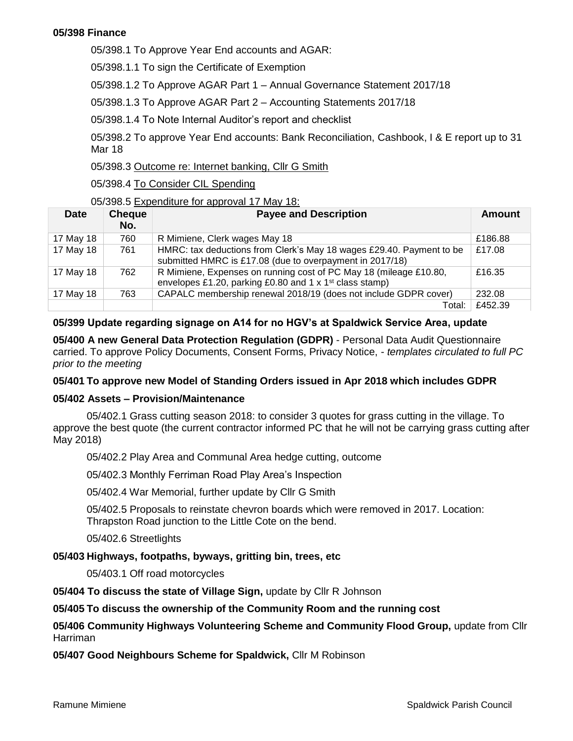**05/398 Finance**

05/398.1 To Approve Year End accounts and AGAR:

05/398.1.1 To sign the Certificate of Exemption

05/398.1.2 To Approve AGAR Part 1 – Annual Governance Statement 2017/18

05/398.1.3 To Approve AGAR Part 2 – Accounting Statements 2017/18

05/398.1.4 To Note Internal Auditor's report and checklist

05/398.2 To approve Year End accounts: Bank Reconciliation, Cashbook, I & E report up to 31 Mar 18

05/398.3 Outcome re: Internet banking, Cllr G Smith

05/398.4 To Consider CIL Spending

05/398.5 Expenditure for approval 17 May 18:

| Date | Cheque No. | Payee and Description | Amount |
|---|---|---|---|
| 17 May 18 | 760 | R Mimiene, Clerk wages May 18 | £186.88 |
| 17 May 18 | 761 | HMRC: tax deductions from Clerk's May 18 wages £29.40. Payment to be submitted HMRC is £17.08 (due to overpayment in 2017/18) | £17.08 |
| 17 May 18 | 762 | R Mimiene, Expenses on running cost of PC May 18 (mileage £10.80, envelopes £1.20, parking £0.80 and 1 x 1st class stamp) | £16.35 |
| 17 May 18 | 763 | CAPALC membership renewal 2018/19 (does not include GDPR cover) | 232.08 |
| | | Total: | £452.39 |

**05/399 Update regarding signage on A14 for no HGV's at Spaldwick Service Area, update**

**05/400 A new General Data Protection Regulation (GDPR)** - Personal Data Audit Questionnaire carried. To approve Policy Documents, Consent Forms, Privacy Notice, - *templates circulated to full PC prior to the meeting*

**05/401 To approve new Model of Standing Orders issued in Apr 2018 which includes GDPR**

**05/402 Assets – Provision/Maintenance**

05/402.1 Grass cutting season 2018: to consider 3 quotes for grass cutting in the village. To approve the best quote (the current contractor informed PC that he will not be carrying grass cutting after May 2018)

05/402.2 Play Area and Communal Area hedge cutting, outcome

05/402.3 Monthly Ferriman Road Play Area's Inspection

05/402.4 War Memorial, further update by Cllr G Smith

05/402.5 Proposals to reinstate chevron boards which were removed in 2017. Location: Thrapston Road junction to the Little Cote on the bend.

05/402.6 Streetlights

**05/403 Highways, footpaths, byways, gritting bin, trees, etc**

05/403.1 Off road motorcycles

**05/404 To discuss the state of Village Sign,** update by Cllr R Johnson

**05/405 To discuss the ownership of the Community Room and the running cost**

**05/406 Community Highways Volunteering Scheme and Community Flood Group,** update from Cllr Harriman

**05/407 Good Neighbours Scheme for Spaldwick,** Cllr M Robinson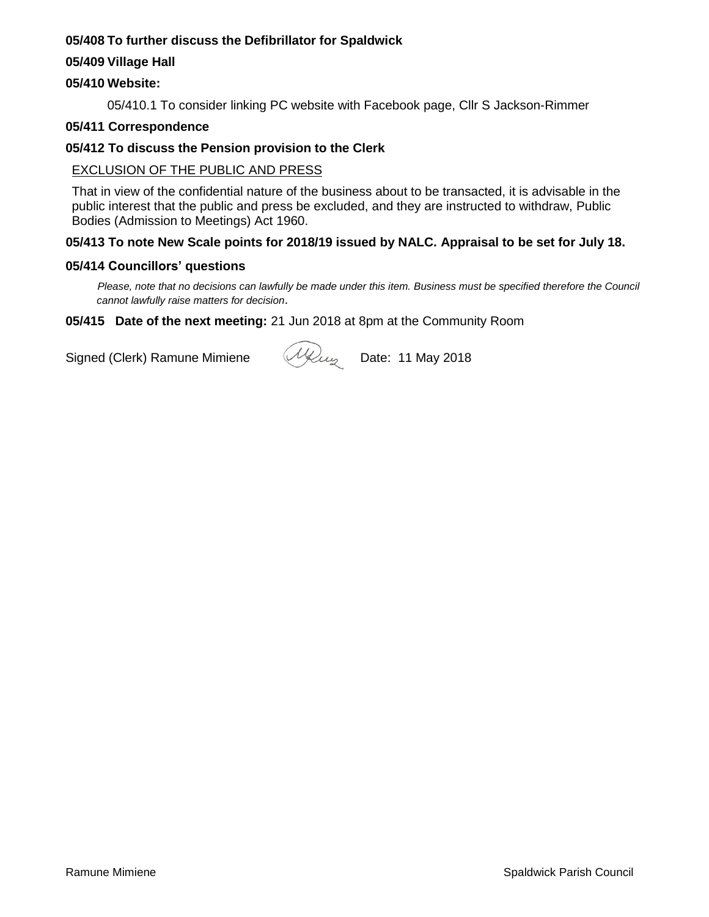**05/408 To further discuss the Defibrillator for Spaldwick**

**05/409 Village Hall**

**05/410 Website:**

05/410.1 To consider linking PC website with Facebook page, Cllr S Jackson-Rimmer

**05/411 Correspondence**

**05/412 To discuss the Pension provision to the Clerk**

EXCLUSION OF THE PUBLIC AND PRESS

That in view of the confidential nature of the business about to be transacted, it is advisable in the public interest that the public and press be excluded, and they are instructed to withdraw, Public Bodies (Admission to Meetings) Act 1960.

**05/413 To note New Scale points for 2018/19 issued by NALC. Appraisal to be set for July 18.**

**05/414 Councillors' questions**

*Please, note that no decisions can lawfully be made under this item. Business must be specified therefore the Council cannot lawfully raise matters for decision*.

**05/415 Date of the next meeting:** 21 Jun 2018 at 8pm at the Community Room

Signed (Clerk) Ramune Mimiene Date: 11 May 2018